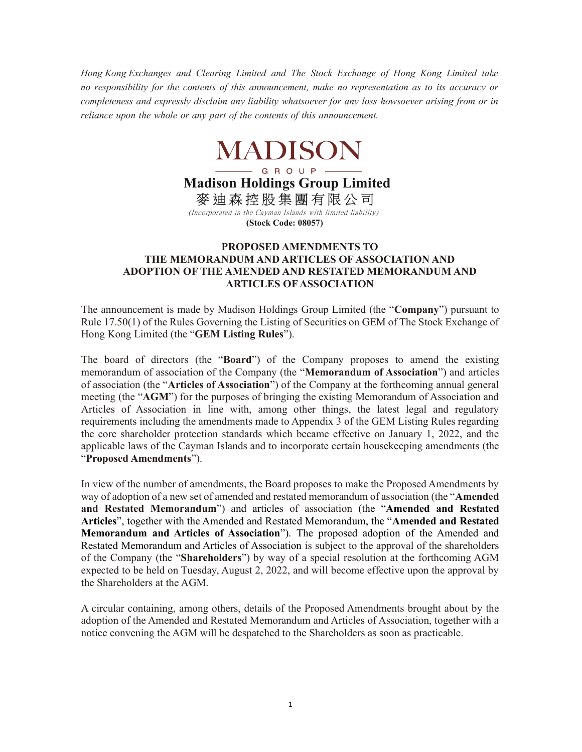*Hong Kong Exchanges and Clearing Limited and The Stock Exchange of Hong Kong Limited take no responsibility for the contents of this announcement, make no representation as to its accuracy or completeness and expressly disclaim any liability whatsoever for any loss howsoever arising from or in reliance upon the whole or any part of the contents of this announcement.*

MADISON

GROUP

**Madison Holdings Group Limited**

**麥迪森控股集團有限公司**

*(Incorporated in the Cayman Islands with limited liability)*

**(Stock Code: 08057)**

**PROPOSED AMENDMENTS TO THE MEMORANDUM AND ARTICLES OF ASSOCIATION AND ADOPTION OF THE AMENDED AND RESTATED MEMORANDUM AND ARTICLES OF ASSOCIATION**

The announcement is made by Madison Holdings Group Limited (the "**Company**") pursuant to Rule 17.50(1) of the Rules Governing the Listing of Securities on GEM of The Stock Exchange of Hong Kong Limited (the "**GEM Listing Rules**").

The board of directors (the "**Board**") of the Company proposes to amend the existing memorandum of association of the Company (the "**Memorandum of Association**") and articles of association (the "**Articles of Association**") of the Company at the forthcoming annual general meeting (the "**AGM**") for the purposes of bringing the existing Memorandum of Association and Articles of Association in line with, among other things, the latest legal and regulatory requirements including the amendments made to Appendix 3 of the GEM Listing Rules regarding the core shareholder protection standards which became effective on January 1, 2022, and the applicable laws of the Cayman Islands and to incorporate certain housekeeping amendments (the "**Proposed Amendments**").

In view of the number of amendments, the Board proposes to make the Proposed Amendments by way of adoption of a new set of amended and restated memorandum of association (the "**Amended and Restated Memorandum**") and articles of association (the "**Amended and Restated Articles**", together with the Amended and Restated Memorandum, the "**Amended and Restated Memorandum and Articles of Association**"). The proposed adoption of the Amended and Restated Memorandum and Articles of Association is subject to the approval of the shareholders of the Company (the "**Shareholders**") by way of a special resolution at the forthcoming AGM expected to be held on Tuesday, August 2, 2022, and will become effective upon the approval by the Shareholders at the AGM.

A circular containing, among others, details of the Proposed Amendments brought about by the adoption of the Amended and Restated Memorandum and Articles of Association, together with a notice convening the AGM will be despatched to the Shareholders as soon as practicable.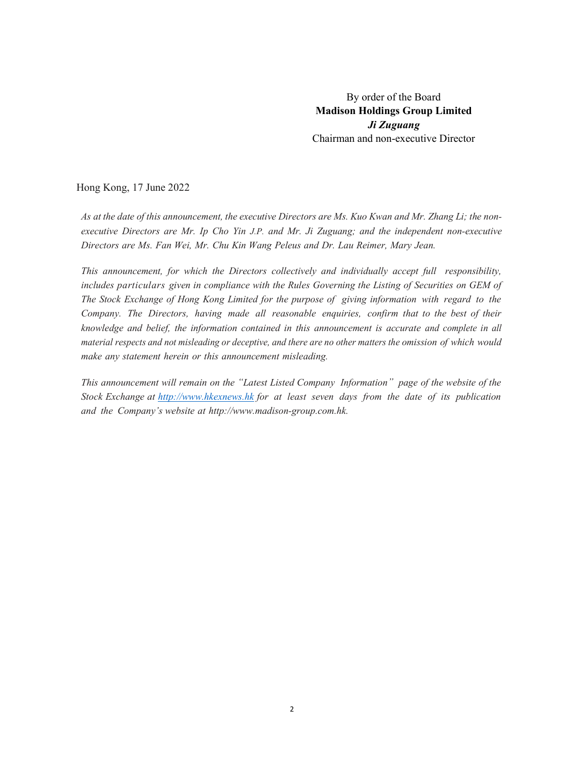By order of the Board
**Madison Holdings Group Limited**
***Ji Zuguang***
Chairman and non-executive Director

Hong Kong, 17 June 2022

*As at the date of this announcement, the executive Directors are Ms. Kuo Kwan and Mr. Zhang Li; the non-executive Directors are Mr. Ip Cho Yin J.P. and Mr. Ji Zuguang; and the independent non-executive Directors are Ms. Fan Wei, Mr. Chu Kin Wang Peleus and Dr. Lau Reimer, Mary Jean.*

*This announcement, for which the Directors collectively and individually accept full responsibility, includes particulars given in compliance with the Rules Governing the Listing of Securities on GEM of The Stock Exchange of Hong Kong Limited for the purpose of giving information with regard to the Company. The Directors, having made all reasonable enquiries, confirm that to the best of their knowledge and belief, the information contained in this announcement is accurate and complete in all material respects and not misleading or deceptive, and there are no other matters the omission of which would make any statement herein or this announcement misleading.*

*This announcement will remain on the "Latest Listed Company Information" page of the website of the Stock Exchange at http://www.hkexnews.hk for at least seven days from the date of its publication and the Company's website at http://www.madison-group.com.hk.*